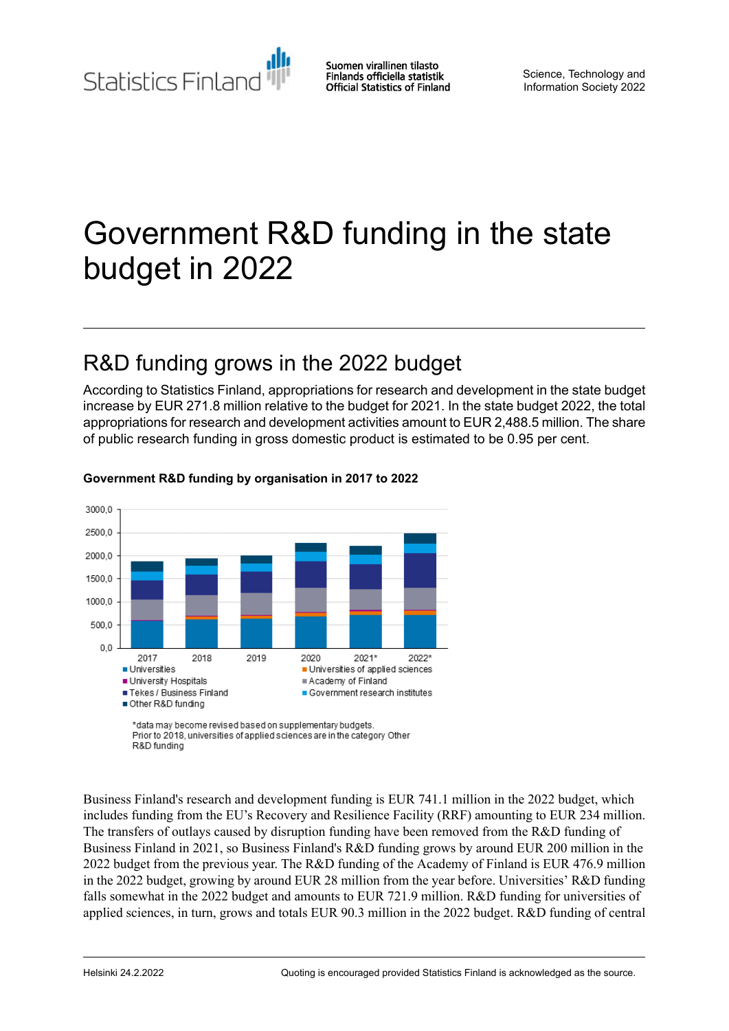Statistics Finland

Suomen virallinen tilasto
Finlands officiella statistik
Official Statistics of Finland

Science, Technology and Information Society 2022

# Government R&D funding in the state budget in 2022

## R&D funding grows in the 2022 budget

According to Statistics Finland, appropriations for research and development in the state budget increase by EUR 271.8 million relative to the budget for 2021. In the state budget 2022, the total appropriations for research and development activities amount to EUR 2,488.5 million. The share of public research funding in gross domestic product is estimated to be 0.95 per cent.

**Government R&D funding by organisation in 2017 to 2022**

*data may become revised based on supplementary budgets.
Prior to 2018, universities of applied sciences are in the category Other R&D funding

Business Finland's research and development funding is EUR 741.1 million in the 2022 budget, which includes funding from the EU's Recovery and Resilience Facility (RRF) amounting to EUR 234 million. The transfers of outlays caused by disruption funding have been removed from the R&D funding of Business Finland in 2021, so Business Finland's R&D funding grows by around EUR 200 million in the 2022 budget from the previous year. The R&D funding of the Academy of Finland is EUR 476.9 million in the 2022 budget, growing by around EUR 28 million from the year before. Universities' R&D funding falls somewhat in the 2022 budget and amounts to EUR 721.9 million. R&D funding for universities of applied sciences, in turn, grows and totals EUR 90.3 million in the 2022 budget. R&D funding of central

Helsinki 24.2.2022

Quoting is encouraged provided Statistics Finland is acknowledged as the source.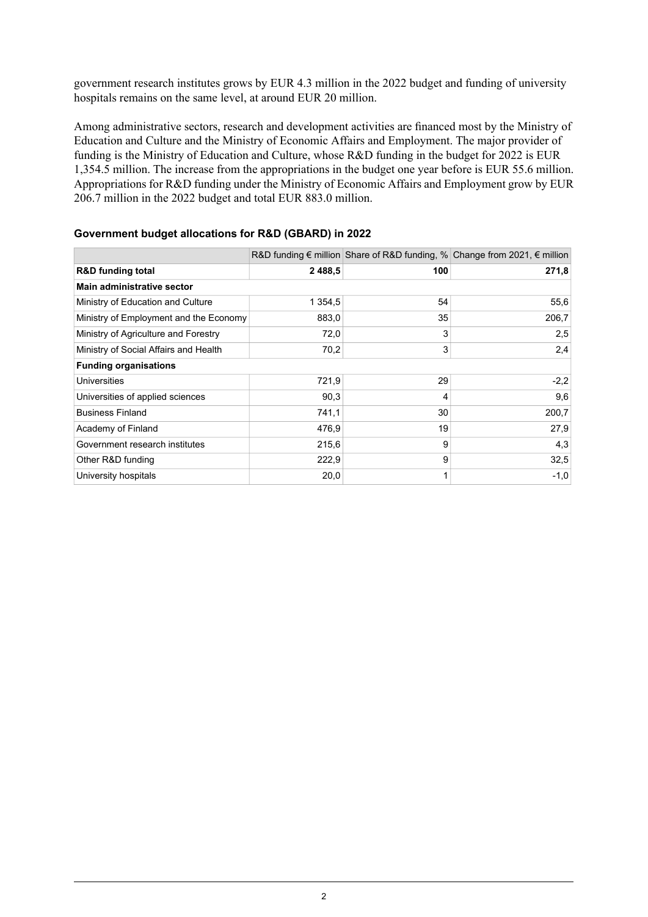government research institutes grows by EUR 4.3 million in the 2022 budget and funding of university hospitals remains on the same level, at around EUR 20 million.

Among administrative sectors, research and development activities are financed most by the Ministry of Education and Culture and the Ministry of Economic Affairs and Employment. The major provider of funding is the Ministry of Education and Culture, whose R&D funding in the budget for 2022 is EUR 1,354.5 million. The increase from the appropriations in the budget one year before is EUR 55.6 million. Appropriations for R&D funding under the Ministry of Economic Affairs and Employment grow by EUR 206.7 million in the 2022 budget and total EUR 883.0 million.

### Government budget allocations for R&D (GBARD) in 2022

| | R&D funding € million | Share of R&D funding, % | Change from 2021, € million |
|---|---|---|---|
| **R&D funding total** | **2 488,5** | **100** | **271,8** |
| **Main administrative sector** | | | |
| Ministry of Education and Culture | 1 354,5 | 54 | 55,6 |
| Ministry of Employment and the Economy | 883,0 | 35 | 206,7 |
| Ministry of Agriculture and Forestry | 72,0 | 3 | 2,5 |
| Ministry of Social Affairs and Health | 70,2 | 3 | 2,4 |
| **Funding organisations** | | | |
| Universities | 721,9 | 29 | -2,2 |
| Universities of applied sciences | 90,3 | 4 | 9,6 |
| Business Finland | 741,1 | 30 | 200,7 |
| Academy of Finland | 476,9 | 19 | 27,9 |
| Government research institutes | 215,6 | 9 | 4,3 |
| Other R&D funding | 222,9 | 9 | 32,5 |
| University hospitals | 20,0 | 1 | -1,0 |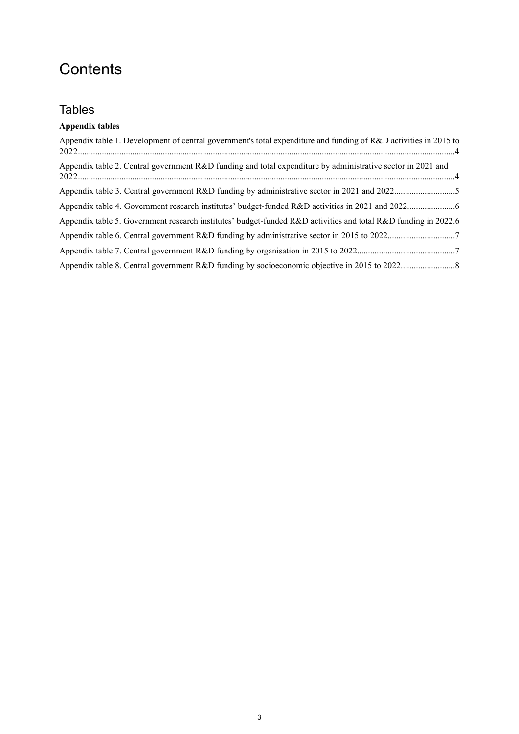# Contents

## Tables

**Appendix tables**

Appendix table 1. Development of central government's total expenditure and funding of R&D activities in 2015 to 2022....................4

Appendix table 2. Central government R&D funding and total expenditure by administrative sector in 2021 and 2022....................4

Appendix table 3. Central government R&D funding by administrative sector in 2021 and 2022....................5

Appendix table 4. Government research institutes' budget-funded R&D activities in 2021 and 2022....................6

Appendix table 5. Government research institutes' budget-funded R&D activities and total R&D funding in 2022.6

Appendix table 6. Central government R&D funding by administrative sector in 2015 to 2022....................7

Appendix table 7. Central government R&D funding by organisation in 2015 to 2022....................7

Appendix table 8. Central government R&D funding by socioeconomic objective in 2015 to 2022....................8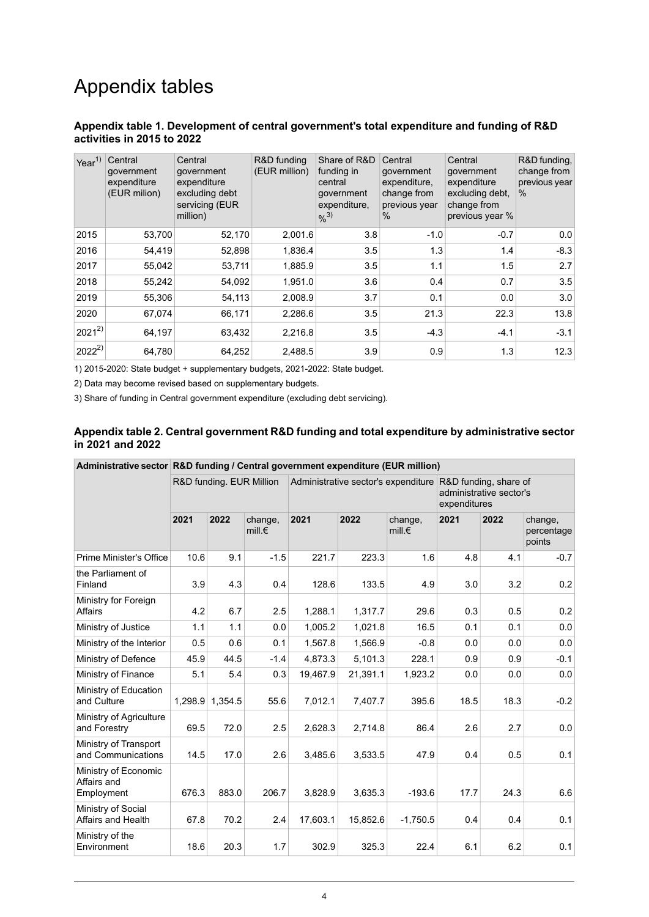# Appendix tables

### Appendix table 1. Development of central government's total expenditure and funding of R&D activities in 2015 to 2022

| Year[1] | Central government expenditure (EUR milion) | Central government expenditure excluding debt servicing (EUR million) | R&D funding (EUR million) | Share of R&D funding in central government expenditure, %[3] | Central government expenditure, change from previous year % | Central government expenditure excluding debt, change from previous year % | R&D funding, change from previous year % |
|---|---|---|---|---|---|---|---|
| 2015 | 53,700 | 52,170 | 2,001.6 | 3.8 | -1.0 | -0.7 | 0.0 |
| 2016 | 54,419 | 52,898 | 1,836.4 | 3.5 | 1.3 | 1.4 | -8.3 |
| 2017 | 55,042 | 53,711 | 1,885.9 | 3.5 | 1.1 | 1.5 | 2.7 |
| 2018 | 55,242 | 54,092 | 1,951.0 | 3.6 | 0.4 | 0.7 | 3.5 |
| 2019 | 55,306 | 54,113 | 2,008.9 | 3.7 | 0.1 | 0.0 | 3.0 |
| 2020 | 67,074 | 66,171 | 2,286.6 | 3.5 | 21.3 | 22.3 | 13.8 |
| 2021[2] | 64,197 | 63,432 | 2,216.8 | 3.5 | -4.3 | -4.1 | -3.1 |
| 2022[2] | 64,780 | 64,252 | 2,488.5 | 3.9 | 0.9 | 1.3 | 12.3 |

1) 2015-2020: State budget + supplementary budgets, 2021-2022: State budget.

2) Data may become revised based on supplementary budgets.

3) Share of funding in Central government expenditure (excluding debt servicing).

### Appendix table 2. Central government R&D funding and total expenditure by administrative sector in 2021 and 2022

| Administrative sector | R&D funding / Central government expenditure (EUR million) | | | | | | | | |
|---|---|---|---|---|---|---|---|---|---|
| | R&D funding. EUR Million | | | Administrative sector's expenditure | | | R&D funding, share of administrative sector's expenditures | | |
| | 2021 | 2022 | change, mill.€ | 2021 | 2022 | change, mill.€ | 2021 | 2022 | change, percentage points |
| Prime Minister's Office | 10.6 | 9.1 | -1.5 | 221.7 | 223.3 | 1.6 | 4.8 | 4.1 | -0.7 |
| the Parliament of Finland | 3.9 | 4.3 | 0.4 | 128.6 | 133.5 | 4.9 | 3.0 | 3.2 | 0.2 |
| Ministry for Foreign Affairs | 4.2 | 6.7 | 2.5 | 1,288.1 | 1,317.7 | 29.6 | 0.3 | 0.5 | 0.2 |
| Ministry of Justice | 1.1 | 1.1 | 0.0 | 1,005.2 | 1,021.8 | 16.5 | 0.1 | 0.1 | 0.0 |
| Ministry of the Interior | 0.5 | 0.6 | 0.1 | 1,567.8 | 1,566.9 | -0.8 | 0.0 | 0.0 | 0.0 |
| Ministry of Defence | 45.9 | 44.5 | -1.4 | 4,873.3 | 5,101.3 | 228.1 | 0.9 | 0.9 | -0.1 |
| Ministry of Finance | 5.1 | 5.4 | 0.3 | 19,467.9 | 21,391.1 | 1,923.2 | 0.0 | 0.0 | 0.0 |
| Ministry of Education and Culture | 1,298.9 | 1,354.5 | 55.6 | 7,012.1 | 7,407.7 | 395.6 | 18.5 | 18.3 | -0.2 |
| Ministry of Agriculture and Forestry | 69.5 | 72.0 | 2.5 | 2,628.3 | 2,714.8 | 86.4 | 2.6 | 2.7 | 0.0 |
| Ministry of Transport and Communications | 14.5 | 17.0 | 2.6 | 3,485.6 | 3,533.5 | 47.9 | 0.4 | 0.5 | 0.1 |
| Ministry of Economic Affairs and Employment | 676.3 | 883.0 | 206.7 | 3,828.9 | 3,635.3 | -193.6 | 17.7 | 24.3 | 6.6 |
| Ministry of Social Affairs and Health | 67.8 | 70.2 | 2.4 | 17,603.1 | 15,852.6 | -1,750.5 | 0.4 | 0.4 | 0.1 |
| Ministry of the Environment | 18.6 | 20.3 | 1.7 | 302.9 | 325.3 | 22.4 | 6.1 | 6.2 | 0.1 |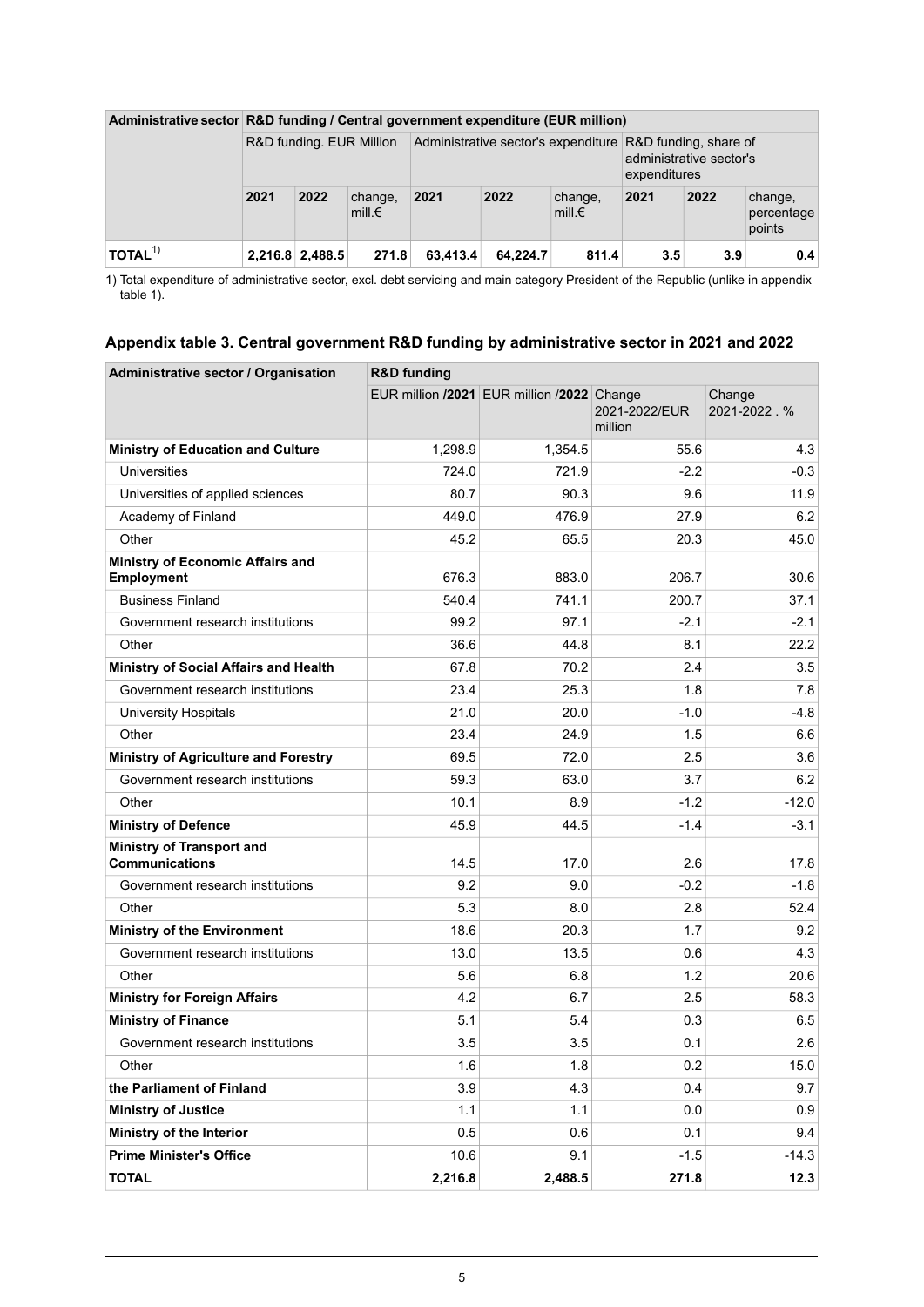| Administrative sector | R&D funding / Central government expenditure (EUR million) | | | | | | | | |
|---|---|---|---|---|---|---|---|---|---|
| | R&D funding. EUR Million | | | Administrative sector's expenditure | | | R&D funding, share of administrative sector's expenditures | | |
| | 2021 | 2022 | change, mill.€ | 2021 | 2022 | change, mill.€ | 2021 | 2022 | change, percentage points |
| **TOTAL** [1] | **2,216.8** | **2,488.5** | **271.8** | **63,413.4** | **64,224.7** | **811.4** | **3.5** | **3.9** | **0.4** |

1) Total expenditure of administrative sector, excl. debt servicing and main category President of the Republic (unlike in appendix table 1).

### Appendix table 3. Central government R&D funding by administrative sector in 2021 and 2022

| Administrative sector / Organisation | R&D funding | | | |
|---|---|---|---|---|
| | EUR million /2021 | EUR million /2022 | Change 2021-2022/EUR million | Change 2021-2022 . % |
| **Ministry of Education and Culture** | 1,298.9 | 1,354.5 | 55.6 | 4.3 |
| Universities | 724.0 | 721.9 | -2.2 | -0.3 |
| Universities of applied sciences | 80.7 | 90.3 | 9.6 | 11.9 |
| Academy of Finland | 449.0 | 476.9 | 27.9 | 6.2 |
| Other | 45.2 | 65.5 | 20.3 | 45.0 |
| **Ministry of Economic Affairs and Employment** | 676.3 | 883.0 | 206.7 | 30.6 |
| Business Finland | 540.4 | 741.1 | 200.7 | 37.1 |
| Government research institutions | 99.2 | 97.1 | -2.1 | -2.1 |
| Other | 36.6 | 44.8 | 8.1 | 22.2 |
| **Ministry of Social Affairs and Health** | 67.8 | 70.2 | 2.4 | 3.5 |
| Government research institutions | 23.4 | 25.3 | 1.8 | 7.8 |
| University Hospitals | 21.0 | 20.0 | -1.0 | -4.8 |
| Other | 23.4 | 24.9 | 1.5 | 6.6 |
| **Ministry of Agriculture and Forestry** | 69.5 | 72.0 | 2.5 | 3.6 |
| Government research institutions | 59.3 | 63.0 | 3.7 | 6.2 |
| Other | 10.1 | 8.9 | -1.2 | -12.0 |
| **Ministry of Defence** | 45.9 | 44.5 | -1.4 | -3.1 |
| **Ministry of Transport and Communications** | 14.5 | 17.0 | 2.6 | 17.8 |
| Government research institutions | 9.2 | 9.0 | -0.2 | -1.8 |
| Other | 5.3 | 8.0 | 2.8 | 52.4 |
| **Ministry of the Environment** | 18.6 | 20.3 | 1.7 | 9.2 |
| Government research institutions | 13.0 | 13.5 | 0.6 | 4.3 |
| Other | 5.6 | 6.8 | 1.2 | 20.6 |
| **Ministry for Foreign Affairs** | 4.2 | 6.7 | 2.5 | 58.3 |
| **Ministry of Finance** | 5.1 | 5.4 | 0.3 | 6.5 |
| Government research institutions | 3.5 | 3.5 | 0.1 | 2.6 |
| Other | 1.6 | 1.8 | 0.2 | 15.0 |
| **the Parliament of Finland** | 3.9 | 4.3 | 0.4 | 9.7 |
| **Ministry of Justice** | 1.1 | 1.1 | 0.0 | 0.9 |
| **Ministry of the Interior** | 0.5 | 0.6 | 0.1 | 9.4 |
| **Prime Minister's Office** | 10.6 | 9.1 | -1.5 | -14.3 |
| **TOTAL** | **2,216.8** | **2,488.5** | **271.8** | **12.3** |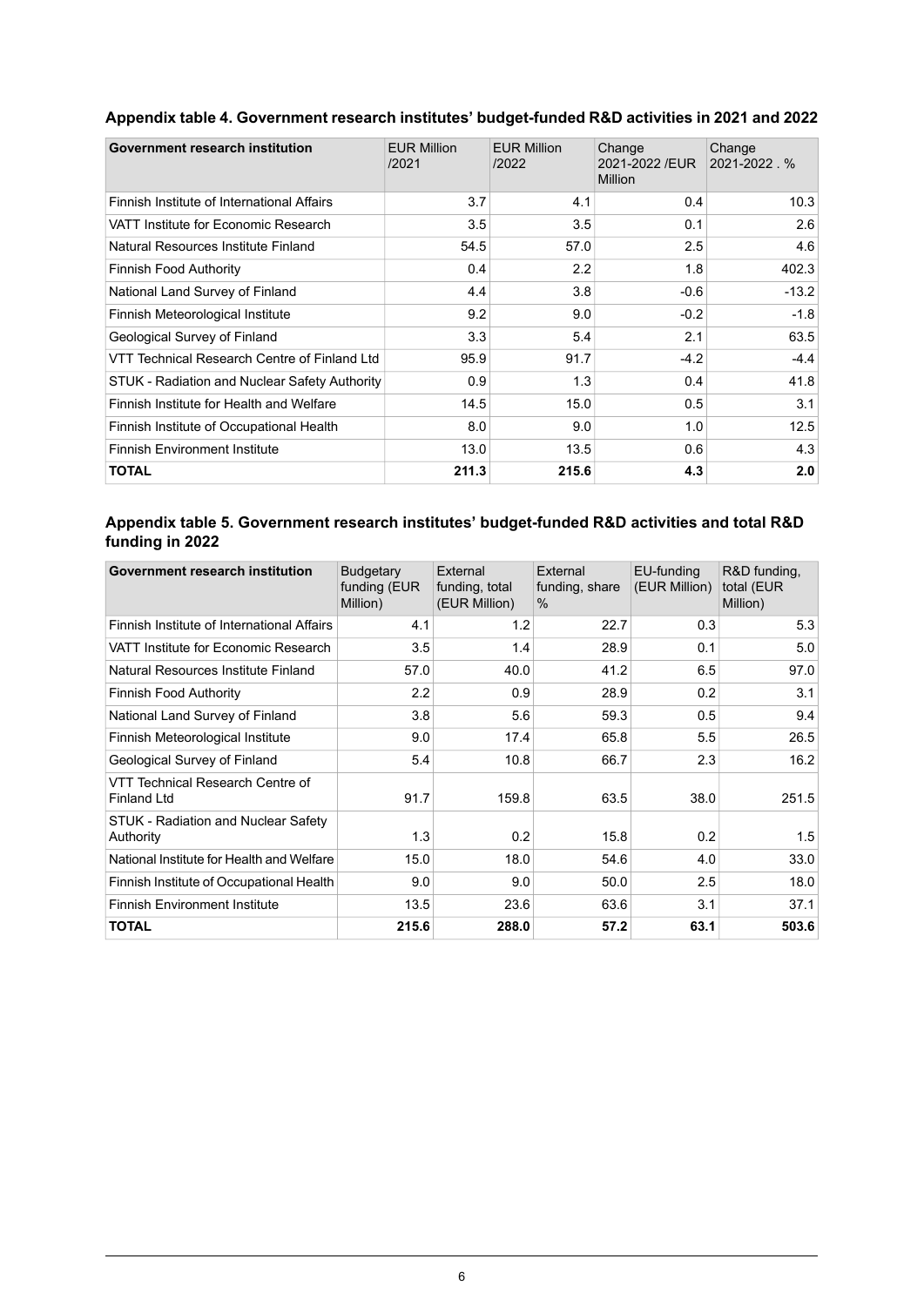### Appendix table 4. Government research institutes' budget-funded R&D activities in 2021 and 2022

| Government research institution | EUR Million /2021 | EUR Million /2022 | Change 2021-2022 /EUR Million | Change 2021-2022 . % |
|---|---|---|---|---|
| Finnish Institute of International Affairs | 3.7 | 4.1 | 0.4 | 10.3 |
| VATT Institute for Economic Research | 3.5 | 3.5 | 0.1 | 2.6 |
| Natural Resources Institute Finland | 54.5 | 57.0 | 2.5 | 4.6 |
| Finnish Food Authority | 0.4 | 2.2 | 1.8 | 402.3 |
| National Land Survey of Finland | 4.4 | 3.8 | -0.6 | -13.2 |
| Finnish Meteorological Institute | 9.2 | 9.0 | -0.2 | -1.8 |
| Geological Survey of Finland | 3.3 | 5.4 | 2.1 | 63.5 |
| VTT Technical Research Centre of Finland Ltd | 95.9 | 91.7 | -4.2 | -4.4 |
| STUK - Radiation and Nuclear Safety Authority | 0.9 | 1.3 | 0.4 | 41.8 |
| Finnish Institute for Health and Welfare | 14.5 | 15.0 | 0.5 | 3.1 |
| Finnish Institute of Occupational Health | 8.0 | 9.0 | 1.0 | 12.5 |
| Finnish Environment Institute | 13.0 | 13.5 | 0.6 | 4.3 |
| **TOTAL** | **211.3** | **215.6** | **4.3** | **2.0** |

### Appendix table 5. Government research institutes' budget-funded R&D activities and total R&D funding in 2022

| Government research institution | Budgetary funding (EUR Million) | External funding, total (EUR Million) | External funding, share % | EU-funding (EUR Million) | R&D funding, total (EUR Million) |
|---|---|---|---|---|---|
| Finnish Institute of International Affairs | 4.1 | 1.2 | 22.7 | 0.3 | 5.3 |
| VATT Institute for Economic Research | 3.5 | 1.4 | 28.9 | 0.1 | 5.0 |
| Natural Resources Institute Finland | 57.0 | 40.0 | 41.2 | 6.5 | 97.0 |
| Finnish Food Authority | 2.2 | 0.9 | 28.9 | 0.2 | 3.1 |
| National Land Survey of Finland | 3.8 | 5.6 | 59.3 | 0.5 | 9.4 |
| Finnish Meteorological Institute | 9.0 | 17.4 | 65.8 | 5.5 | 26.5 |
| Geological Survey of Finland | 5.4 | 10.8 | 66.7 | 2.3 | 16.2 |
| VTT Technical Research Centre of Finland Ltd | 91.7 | 159.8 | 63.5 | 38.0 | 251.5 |
| STUK - Radiation and Nuclear Safety Authority | 1.3 | 0.2 | 15.8 | 0.2 | 1.5 |
| National Institute for Health and Welfare | 15.0 | 18.0 | 54.6 | 4.0 | 33.0 |
| Finnish Institute of Occupational Health | 9.0 | 9.0 | 50.0 | 2.5 | 18.0 |
| Finnish Environment Institute | 13.5 | 23.6 | 63.6 | 3.1 | 37.1 |
| **TOTAL** | **215.6** | **288.0** | **57.2** | **63.1** | **503.6** |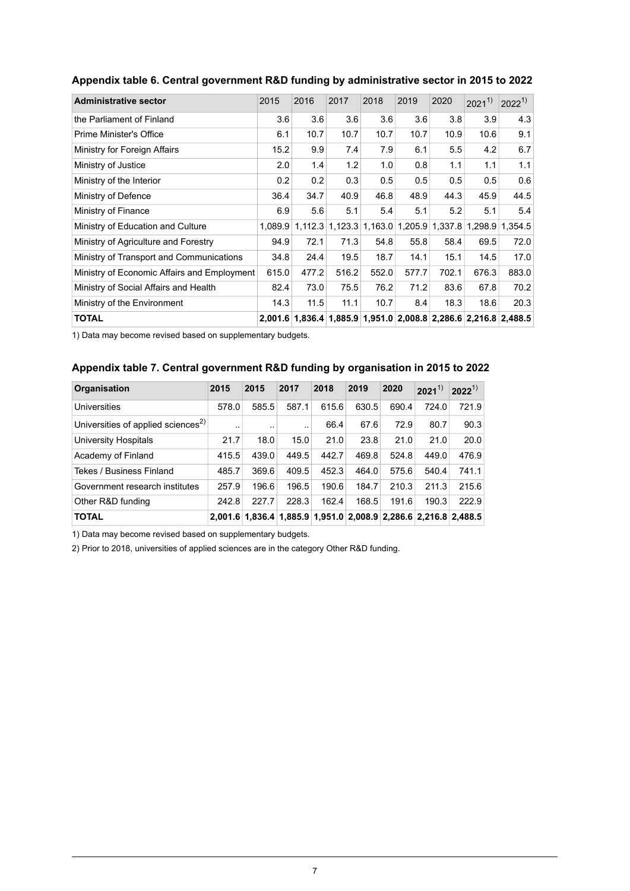### Appendix table 6. Central government R&D funding by administrative sector in 2015 to 2022

| Administrative sector | 2015 | 2016 | 2017 | 2018 | 2019 | 2020 | 2021[1)] | 2022[1)] |
|---|---|---|---|---|---|---|---|---|
| the Parliament of Finland | 3.6 | 3.6 | 3.6 | 3.6 | 3.6 | 3.8 | 3.9 | 4.3 |
| Prime Minister's Office | 6.1 | 10.7 | 10.7 | 10.7 | 10.7 | 10.9 | 10.6 | 9.1 |
| Ministry for Foreign Affairs | 15.2 | 9.9 | 7.4 | 7.9 | 6.1 | 5.5 | 4.2 | 6.7 |
| Ministry of Justice | 2.0 | 1.4 | 1.2 | 1.0 | 0.8 | 1.1 | 1.1 | 1.1 |
| Ministry of the Interior | 0.2 | 0.2 | 0.3 | 0.5 | 0.5 | 0.5 | 0.5 | 0.6 |
| Ministry of Defence | 36.4 | 34.7 | 40.9 | 46.8 | 48.9 | 44.3 | 45.9 | 44.5 |
| Ministry of Finance | 6.9 | 5.6 | 5.1 | 5.4 | 5.1 | 5.2 | 5.1 | 5.4 |
| Ministry of Education and Culture | 1,089.9 | 1,112.3 | 1,123.3 | 1,163.0 | 1,205.9 | 1,337.8 | 1,298.9 | 1,354.5 |
| Ministry of Agriculture and Forestry | 94.9 | 72.1 | 71.3 | 54.8 | 55.8 | 58.4 | 69.5 | 72.0 |
| Ministry of Transport and Communications | 34.8 | 24.4 | 19.5 | 18.7 | 14.1 | 15.1 | 14.5 | 17.0 |
| Ministry of Economic Affairs and Employment | 615.0 | 477.2 | 516.2 | 552.0 | 577.7 | 702.1 | 676.3 | 883.0 |
| Ministry of Social Affairs and Health | 82.4 | 73.0 | 75.5 | 76.2 | 71.2 | 83.6 | 67.8 | 70.2 |
| Ministry of the Environment | 14.3 | 11.5 | 11.1 | 10.7 | 8.4 | 18.3 | 18.6 | 20.3 |
| **TOTAL** | **2,001.6** | **1,836.4** | **1,885.9** | **1,951.0** | **2,008.8** | **2,286.6** | **2,216.8** | **2,488.5** |

1) Data may become revised based on supplementary budgets.

### Appendix table 7. Central government R&D funding by organisation in 2015 to 2022

| Organisation | 2015 | 2015 | 2017 | 2018 | 2019 | 2020 | 2021[1)] | 2022[1)] |
|---|---|---|---|---|---|---|---|---|
| Universities | 578.0 | 585.5 | 587.1 | 615.6 | 630.5 | 690.4 | 724.0 | 721.9 |
| Universities of applied sciences[2)] | .. | .. | .. | 66.4 | 67.6 | 72.9 | 80.7 | 90.3 |
| University Hospitals | 21.7 | 18.0 | 15.0 | 21.0 | 23.8 | 21.0 | 21.0 | 20.0 |
| Academy of Finland | 415.5 | 439.0 | 449.5 | 442.7 | 469.8 | 524.8 | 449.0 | 476.9 |
| Tekes / Business Finland | 485.7 | 369.6 | 409.5 | 452.3 | 464.0 | 575.6 | 540.4 | 741.1 |
| Government research institutes | 257.9 | 196.6 | 196.5 | 190.6 | 184.7 | 210.3 | 211.3 | 215.6 |
| Other R&D funding | 242.8 | 227.7 | 228.3 | 162.4 | 168.5 | 191.6 | 190.3 | 222.9 |
| **TOTAL** | **2,001.6** | **1,836.4** | **1,885.9** | **1,951.0** | **2,008.9** | **2,286.6** | **2,216.8** | **2,488.5** |

1) Data may become revised based on supplementary budgets.

2) Prior to 2018, universities of applied sciences are in the category Other R&D funding.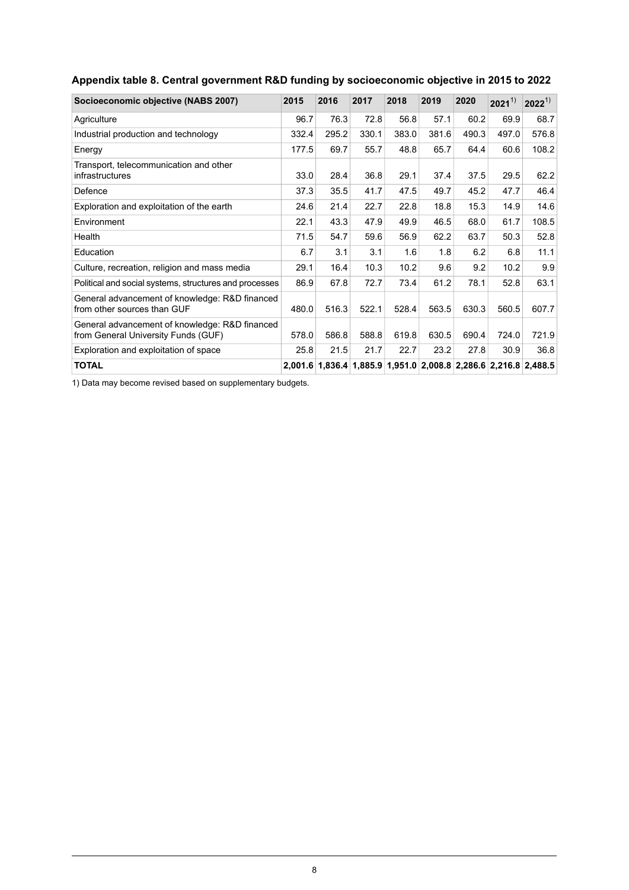## Appendix table 8. Central government R&D funding by socioeconomic objective in 2015 to 2022

| Socioeconomic objective (NABS 2007) | 2015 | 2016 | 2017 | 2018 | 2019 | 2020 | 2021[1] | 2022[1] |
|---|---|---|---|---|---|---|---|---|
| Agriculture | 96.7 | 76.3 | 72.8 | 56.8 | 57.1 | 60.2 | 69.9 | 68.7 |
| Industrial production and technology | 332.4 | 295.2 | 330.1 | 383.0 | 381.6 | 490.3 | 497.0 | 576.8 |
| Energy | 177.5 | 69.7 | 55.7 | 48.8 | 65.7 | 64.4 | 60.6 | 108.2 |
| Transport, telecommunication and other infrastructures | 33.0 | 28.4 | 36.8 | 29.1 | 37.4 | 37.5 | 29.5 | 62.2 |
| Defence | 37.3 | 35.5 | 41.7 | 47.5 | 49.7 | 45.2 | 47.7 | 46.4 |
| Exploration and exploitation of the earth | 24.6 | 21.4 | 22.7 | 22.8 | 18.8 | 15.3 | 14.9 | 14.6 |
| Environment | 22.1 | 43.3 | 47.9 | 49.9 | 46.5 | 68.0 | 61.7 | 108.5 |
| Health | 71.5 | 54.7 | 59.6 | 56.9 | 62.2 | 63.7 | 50.3 | 52.8 |
| Education | 6.7 | 3.1 | 3.1 | 1.6 | 1.8 | 6.2 | 6.8 | 11.1 |
| Culture, recreation, religion and mass media | 29.1 | 16.4 | 10.3 | 10.2 | 9.6 | 9.2 | 10.2 | 9.9 |
| Political and social systems, structures and processes | 86.9 | 67.8 | 72.7 | 73.4 | 61.2 | 78.1 | 52.8 | 63.1 |
| General advancement of knowledge: R&D financed from other sources than GUF | 480.0 | 516.3 | 522.1 | 528.4 | 563.5 | 630.3 | 560.5 | 607.7 |
| General advancement of knowledge: R&D financed from General University Funds (GUF) | 578.0 | 586.8 | 588.8 | 619.8 | 630.5 | 690.4 | 724.0 | 721.9 |
| Exploration and exploitation of space | 25.8 | 21.5 | 21.7 | 22.7 | 23.2 | 27.8 | 30.9 | 36.8 |
| **TOTAL** | **2,001.6** | **1,836.4** | **1,885.9** | **1,951.0** | **2,008.8** | **2,286.6** | **2,216.8** | **2,488.5** |

1) Data may become revised based on supplementary budgets.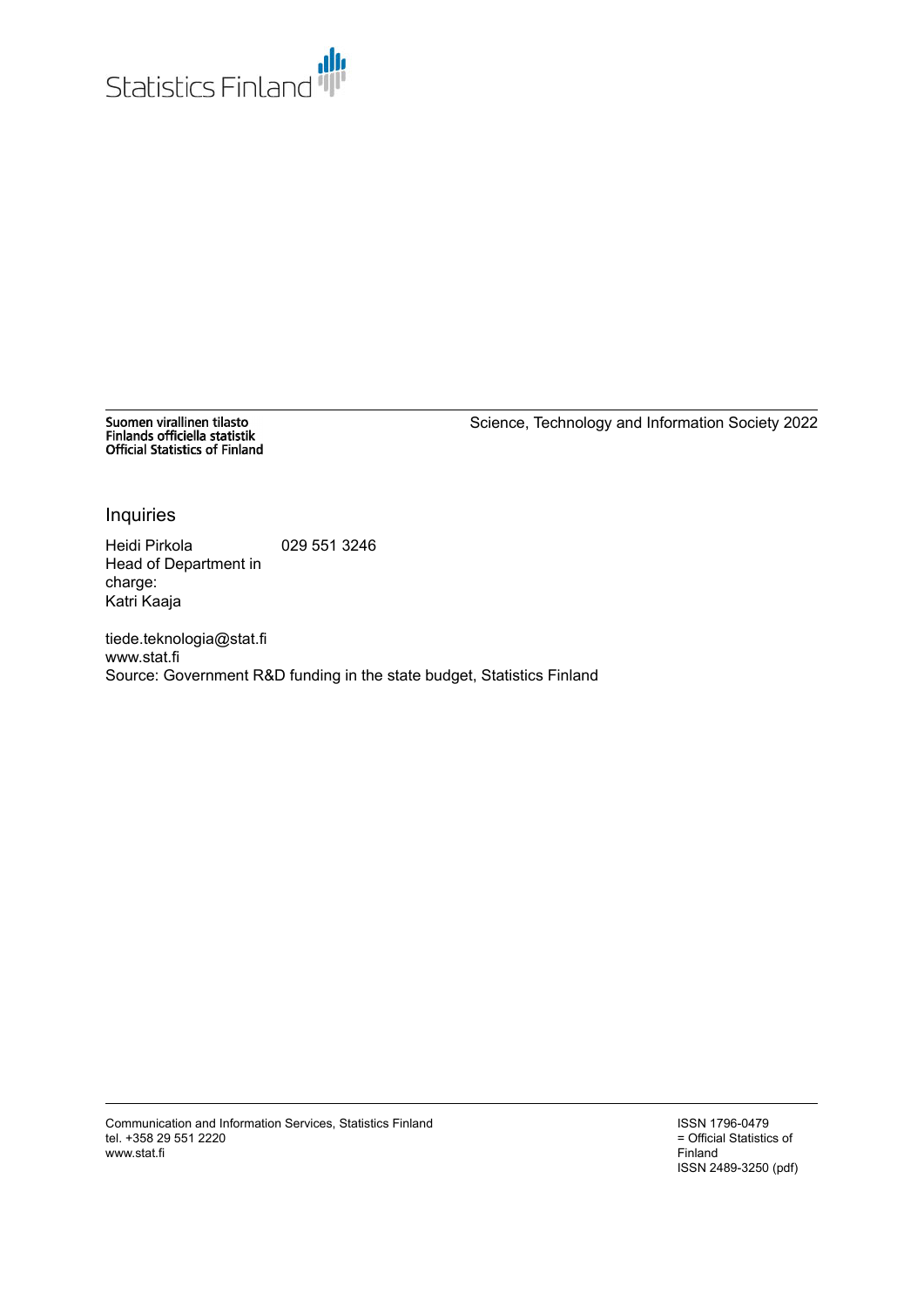Statistics Finland

Suomen virallinen tilasto
Finlands officiella statistik
Official Statistics of Finland

Science, Technology and Information Society 2022

## Inquiries

Heidi Pirkola 029 551 3246

Head of Department in charge:
Katri Kaaja

tiede.teknologia@stat.fi
www.stat.fi
Source: Government R&D funding in the state budget, Statistics Finland

Communication and Information Services, Statistics Finland
tel. +358 29 551 2220
www.stat.fi

ISSN 1796-0479
= Official Statistics of Finland
ISSN 2489-3250 (pdf)